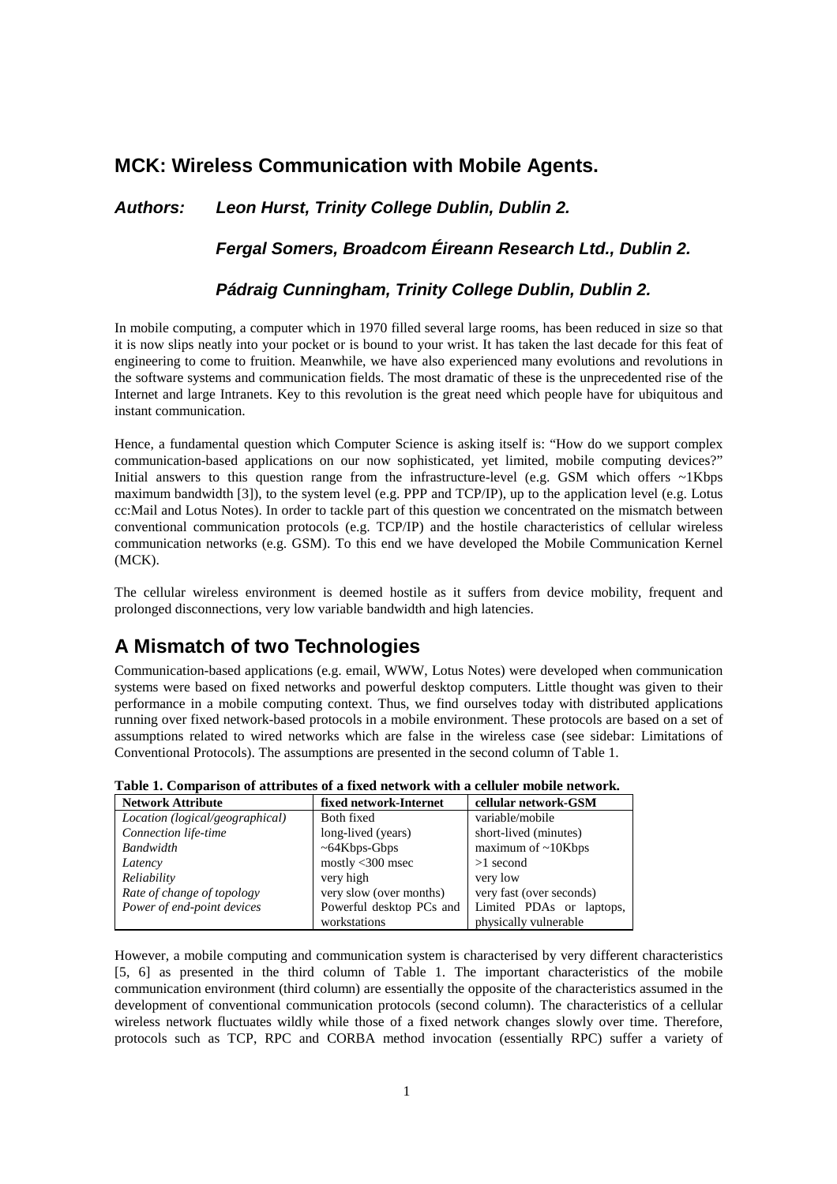# MCK: Wireless Communication with Mobile Agents.

***Authors: Leon Hurst, Trinity College Dublin, Dublin 2.***

***Fergal Somers, Broadcom Éireann Research Ltd., Dublin 2.***

***Pádraig Cunningham, Trinity College Dublin, Dublin 2.***

In mobile computing, a computer which in 1970 filled several large rooms, has been reduced in size so that it is now slips neatly into your pocket or is bound to your wrist. It has taken the last decade for this feat of engineering to come to fruition. Meanwhile, we have also experienced many evolutions and revolutions in the software systems and communication fields. The most dramatic of these is the unprecedented rise of the Internet and large Intranets. Key to this revolution is the great need which people have for ubiquitous and instant communication.

Hence, a fundamental question which Computer Science is asking itself is: "How do we support complex communication-based applications on our now sophisticated, yet limited, mobile computing devices?" Initial answers to this question range from the infrastructure-level (e.g. GSM which offers ~1Kbps maximum bandwidth [3]), to the system level (e.g. PPP and TCP/IP), up to the application level (e.g. Lotus cc:Mail and Lotus Notes). In order to tackle part of this question we concentrated on the mismatch between conventional communication protocols (e.g. TCP/IP) and the hostile characteristics of cellular wireless communication networks (e.g. GSM). To this end we have developed the Mobile Communication Kernel (MCK).

The cellular wireless environment is deemed hostile as it suffers from device mobility, frequent and prolonged disconnections, very low variable bandwidth and high latencies.

## A Mismatch of two Technologies

Communication-based applications (e.g. email, WWW, Lotus Notes) were developed when communication systems were based on fixed networks and powerful desktop computers. Little thought was given to their performance in a mobile computing context. Thus, we find ourselves today with distributed applications running over fixed network-based protocols in a mobile environment. These protocols are based on a set of assumptions related to wired networks which are false in the wireless case (see sidebar: Limitations of Conventional Protocols). The assumptions are presented in the second column of Table 1.

**Table 1. Comparison of attributes of a fixed network with a celluler mobile network.**

| Network Attribute | fixed network-Internet | cellular network-GSM |
|---|---|---|
| *Location (logical/geographical)* | Both fixed | variable/mobile |
| *Connection life-time* | long-lived (years) | short-lived (minutes) |
| *Bandwidth* | ~64Kbps-Gbps | maximum of ~10Kbps |
| *Latency* | mostly <300 msec | >1 second |
| *Reliability* | very high | very low |
| *Rate of change of topology* | very slow (over months) | very fast (over seconds) |
| *Power of end-point devices* | Powerful desktop PCs and workstations | Limited PDAs or laptops, physically vulnerable |

However, a mobile computing and communication system is characterised by very different characteristics [5, 6] as presented in the third column of Table 1. The important characteristics of the mobile communication environment (third column) are essentially the opposite of the characteristics assumed in the development of conventional communication protocols (second column). The characteristics of a cellular wireless network fluctuates wildly while those of a fixed network changes slowly over time. Therefore, protocols such as TCP, RPC and CORBA method invocation (essentially RPC) suffer a variety of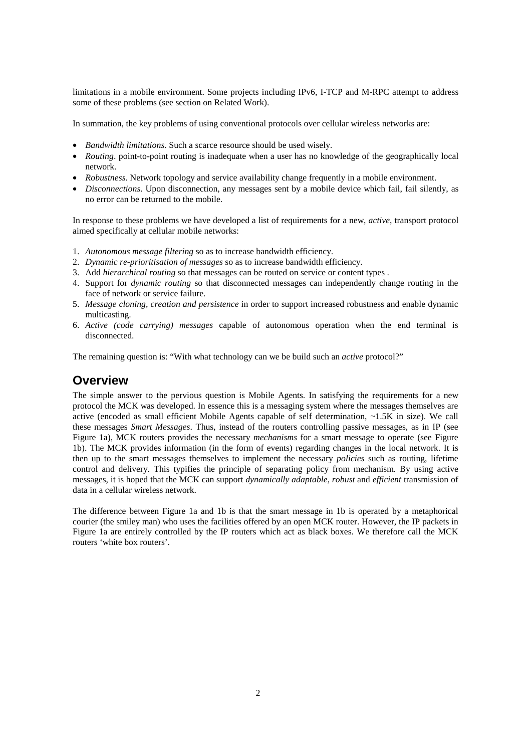limitations in a mobile environment. Some projects including IPv6, I-TCP and M-RPC attempt to address some of these problems (see section on Related Work).

In summation, the key problems of using conventional protocols over cellular wireless networks are:

- *Bandwidth limitations*. Such a scarce resource should be used wisely.
- *Routing*. point-to-point routing is inadequate when a user has no knowledge of the geographically local network.
- *Robustness*. Network topology and service availability change frequently in a mobile environment.
- *Disconnections*. Upon disconnection, any messages sent by a mobile device which fail, fail silently, as no error can be returned to the mobile.

In response to these problems we have developed a list of requirements for a new, *active*, transport protocol aimed specifically at cellular mobile networks:

1. *Autonomous message filtering* so as to increase bandwidth efficiency.
2. *Dynamic re-prioritisation of messages* so as to increase bandwidth efficiency.
3. Add *hierarchical routing* so that messages can be routed on service or content types .
4. Support for *dynamic routing* so that disconnected messages can independently change routing in the face of network or service failure.
5. *Message cloning, creation and persistence* in order to support increased robustness and enable dynamic multicasting.
6. *Active (code carrying) messages* capable of autonomous operation when the end terminal is disconnected.

The remaining question is: "With what technology can we be build such an *active* protocol?"

## Overview

The simple answer to the pervious question is Mobile Agents. In satisfying the requirements for a new protocol the MCK was developed. In essence this is a messaging system where the messages themselves are active (encoded as small efficient Mobile Agents capable of self determination, ~1.5K in size). We call these messages *Smart Messages*. Thus, instead of the routers controlling passive messages, as in IP (see Figure 1a), MCK routers provides the necessary *mechanisms* for a smart message to operate (see Figure 1b). The MCK provides information (in the form of events) regarding changes in the local network. It is then up to the smart messages themselves to implement the necessary *policies* such as routing, lifetime control and delivery. This typifies the principle of separating policy from mechanism. By using active messages, it is hoped that the MCK can support *dynamically adaptable*, *robust* and *efficient* transmission of data in a cellular wireless network.

The difference between Figure 1a and 1b is that the smart message in 1b is operated by a metaphorical courier (the smiley man) who uses the facilities offered by an open MCK router. However, the IP packets in Figure 1a are entirely controlled by the IP routers which act as black boxes. We therefore call the MCK routers 'white box routers'.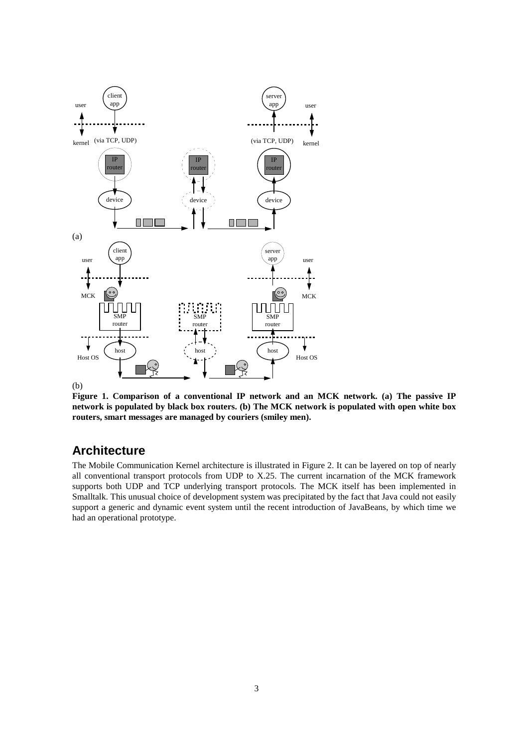(a)

(b)

**Figure 1. Comparison of a conventional IP network and an MCK network. (a) The passive IP network is populated by black box routers. (b) The MCK network is populated with open white box routers, smart messages are managed by couriers (smiley men).**

## Architecture

The Mobile Communication Kernel architecture is illustrated in Figure 2. It can be layered on top of nearly all conventional transport protocols from UDP to X.25. The current incarnation of the MCK framework supports both UDP and TCP underlying transport protocols. The MCK itself has been implemented in Smalltalk. This unusual choice of development system was precipitated by the fact that Java could not easily support a generic and dynamic event system until the recent introduction of JavaBeans, by which time we had an operational prototype.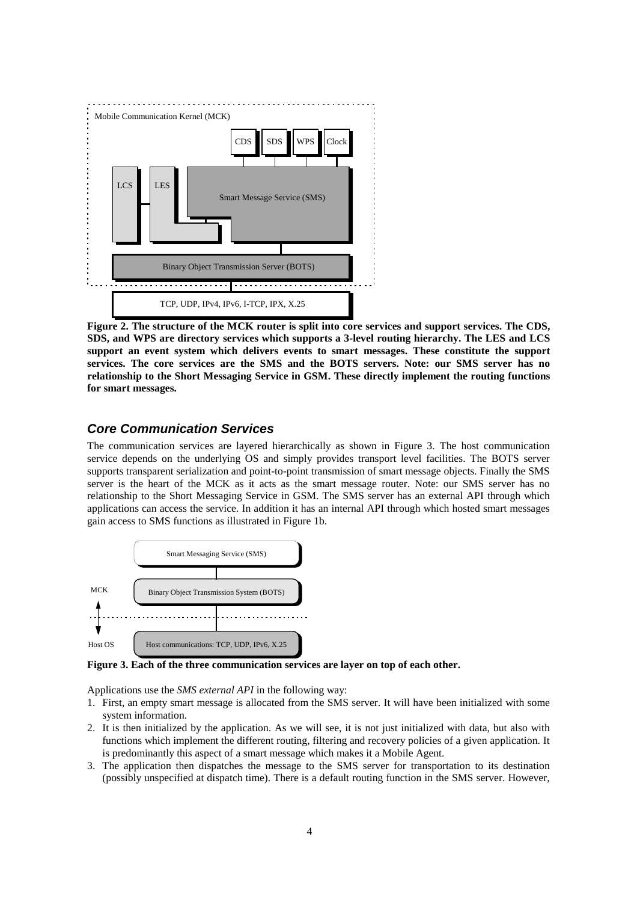Mobile Communication Kernel (MCK)

CDS

SDS

WPS

Clock

LCS

LES

Smart Message Service (SMS)

Binary Object Transmission Server (BOTS)

TCP, UDP, IPv4, IPv6, I-TCP, IPX, X.25

**Figure 2. The structure of the MCK router is split into core services and support services. The CDS, SDS, and WPS are directory services which supports a 3-level routing hierarchy. The LES and LCS support an event system which delivers events to smart messages. These constitute the support services. The core services are the SMS and the BOTS servers. Note: our SMS server has no relationship to the Short Messaging Service in GSM. These directly implement the routing functions for smart messages.**

## *Core Communication Services*

The communication services are layered hierarchically as shown in Figure 3. The host communication service depends on the underlying OS and simply provides transport level facilities. The BOTS server supports transparent serialization and point-to-point transmission of smart message objects. Finally the SMS server is the heart of the MCK as it acts as the smart message router. Note: our SMS server has no relationship to the Short Messaging Service in GSM. The SMS server has an external API through which applications can access the service. In addition it has an internal API through which hosted smart messages gain access to SMS functions as illustrated in Figure 1b.

Smart Messaging Service (SMS)

MCK

Binary Object Transmission System (BOTS)

Host OS

Host communications: TCP, UDP, IPv6, X.25

**Figure 3. Each of the three communication services are layer on top of each other.**

Applications use the *SMS external API* in the following way:

1. First, an empty smart message is allocated from the SMS server. It will have been initialized with some system information.
2. It is then initialized by the application. As we will see, it is not just initialized with data, but also with functions which implement the different routing, filtering and recovery policies of a given application. It is predominantly this aspect of a smart message which makes it a Mobile Agent.
3. The application then dispatches the message to the SMS server for transportation to its destination (possibly unspecified at dispatch time). There is a default routing function in the SMS server. However,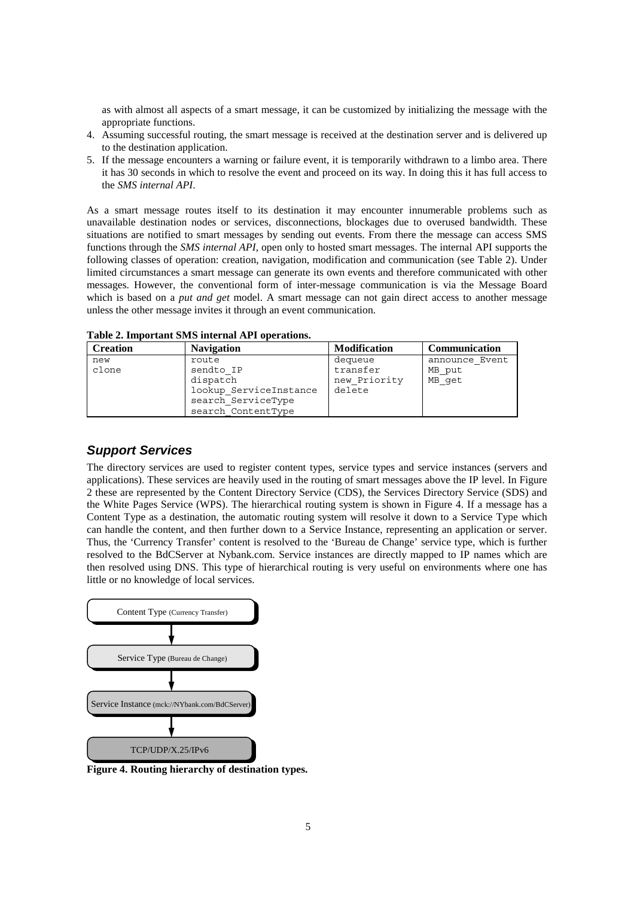as with almost all aspects of a smart message, it can be customized by initializing the message with the appropriate functions.

4. Assuming successful routing, the smart message is received at the destination server and is delivered up to the destination application.
5. If the message encounters a warning or failure event, it is temporarily withdrawn to a limbo area. There it has 30 seconds in which to resolve the event and proceed on its way. In doing this it has full access to the *SMS internal API*.

As a smart message routes itself to its destination it may encounter innumerable problems such as unavailable destination nodes or services, disconnections, blockages due to overused bandwidth. These situations are notified to smart messages by sending out events. From there the message can access SMS functions through the *SMS internal API*, open only to hosted smart messages. The internal API supports the following classes of operation: creation, navigation, modification and communication (see Table 2). Under limited circumstances a smart message can generate its own events and therefore communicated with other messages. However, the conventional form of inter-message communication is via the Message Board which is based on a *put and get* model. A smart message can not gain direct access to another message unless the other message invites it through an event communication.

**Table 2. Important SMS internal API operations.**

| Creation | Navigation | Modification | Communication |
|---|---|---|---|
| new<br>clone | route<br>sendto_IP<br>dispatch<br>lookup_ServiceInstance<br>search_ServiceType<br>search_ContentType | dequeue<br>transfer<br>new_Priority<br>delete | announce_Event<br>MB_put<br>MB_get |

## *Support Services*

The directory services are used to register content types, service types and service instances (servers and applications). These services are heavily used in the routing of smart messages above the IP level. In Figure 2 these are represented by the Content Directory Service (CDS), the Services Directory Service (SDS) and the White Pages Service (WPS). The hierarchical routing system is shown in Figure 4. If a message has a Content Type as a destination, the automatic routing system will resolve it down to a Service Type which can handle the content, and then further down to a Service Instance, representing an application or server. Thus, the 'Currency Transfer' content is resolved to the 'Bureau de Change' service type, which is further resolved to the BdCServer at Nybank.com. Service instances are directly mapped to IP names which are then resolved using DNS. This type of hierarchical routing is very useful on environments where one has little or no knowledge of local services.

Content Type (Currency Transfer)

Service Type (Bureau de Change)

Service Instance (mck://NYbank.com/BdCServer)

TCP/UDP/X.25/IPv6

**Figure 4. Routing hierarchy of destination types.**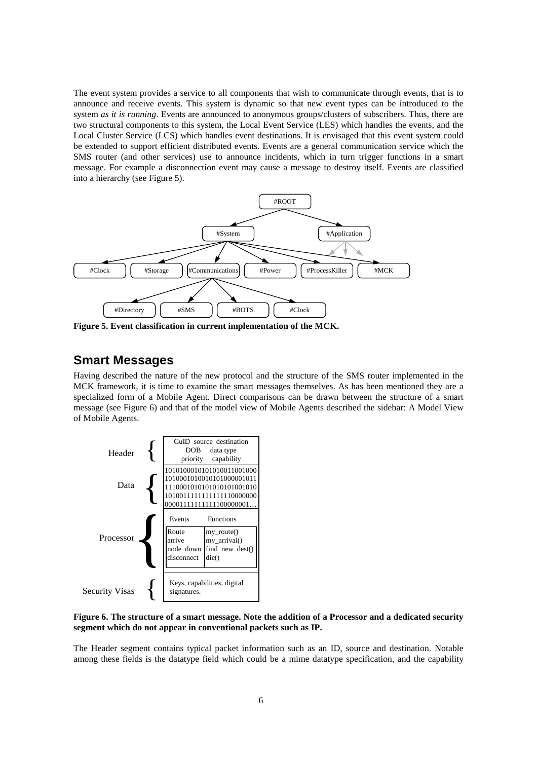The event system provides a service to all components that wish to communicate through events, that is to announce and receive events. This system is dynamic so that new event types can be introduced to the system *as it is running*. Events are announced to anonymous groups/clusters of subscribers. Thus, there are two structural components to this system, the Local Event Service (LES) which handles the events, and the Local Cluster Service (LCS) which handles event destinations. It is envisaged that this event system could be extended to support efficient distributed events. Events are a general communication service which the SMS router (and other services) use to announce incidents, which in turn trigger functions in a smart message. For example a disconnection event may cause a message to destroy itself. Events are classified into a hierarchy (see Figure 5).

#ROOT

#System

#Application

#Clock

#Storage

#Communications

#Power

#ProcessKiller

#MCK

#Directory

#SMS

#BOTS

#Clock

**Figure 5. Event classification in current implementation of the MCK.**

## Smart Messages

Having described the nature of the new protocol and the structure of the SMS router implemented in the MCK framework, it is time to examine the smart messages themselves. As has been mentioned they are a specialized form of a Mobile Agent. Direct comparisons can be drawn between the structure of a smart message (see Figure 6) and that of the model view of Mobile Agents described the sidebar: A Model View of Mobile Agents.

Header: GuID source destination DOB data type priority capability

Data: 10101000101010100110010001 0100010100101010000010111 1100010101010101010010101 0100111111111111110000000 0000111111111111100000001…

Processor: Events / Functions

Route — my_route()

arrive — my_arrival()

node_down — find_new_dest()

disconnect — die()

Security Visas: Keys, capabilities, digital signatures.

**Figure 6. The structure of a smart message. Note the addition of a Processor and a dedicated security segment which do not appear in conventional packets such as IP.**

The Header segment contains typical packet information such as an ID, source and destination. Notable among these fields is the datatype field which could be a mime datatype specification, and the capability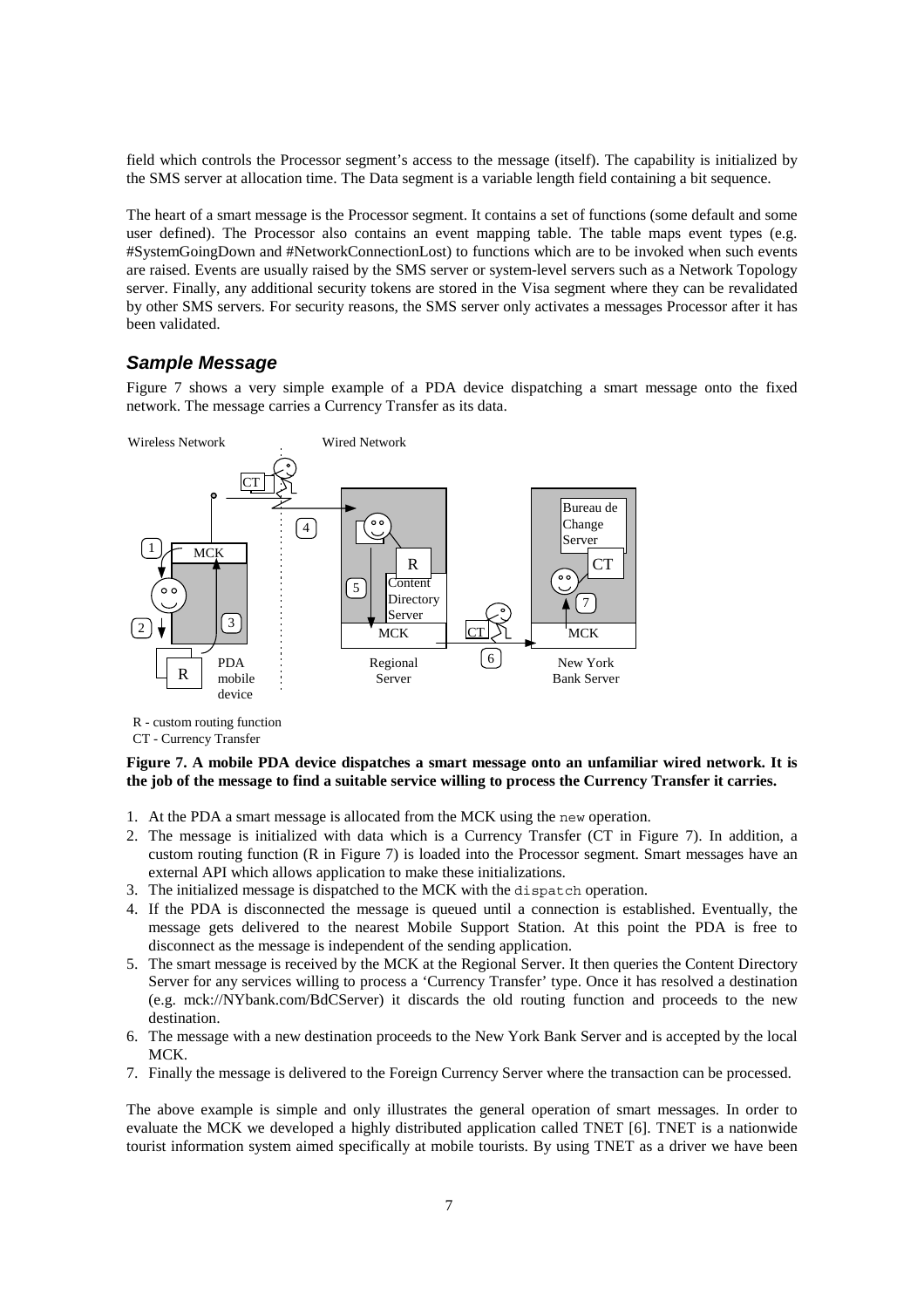field which controls the Processor segment's access to the message (itself). The capability is initialized by the SMS server at allocation time. The Data segment is a variable length field containing a bit sequence.

The heart of a smart message is the Processor segment. It contains a set of functions (some default and some user defined). The Processor also contains an event mapping table. The table maps event types (e.g. #SystemGoingDown and #NetworkConnectionLost) to functions which are to be invoked when such events are raised. Events are usually raised by the SMS server or system-level servers such as a Network Topology server. Finally, any additional security tokens are stored in the Visa segment where they can be revalidated by other SMS servers. For security reasons, the SMS server only activates a messages Processor after it has been validated.

## *Sample Message*

Figure 7 shows a very simple example of a PDA device dispatching a smart message onto the fixed network. The message carries a Currency Transfer as its data.

Wireless Network
Wired Network
CT
4
1
MCK
2
3
R
PDA mobile device
R
5
Content Directory Server
MCK
Regional Server
CT
6
Bureau de Change Server
CT
7
MCK
New York Bank Server

R - custom routing function
CT - Currency Transfer

**Figure 7. A mobile PDA device dispatches a smart message onto an unfamiliar wired network. It is the job of the message to find a suitable service willing to process the Currency Transfer it carries.**

1. At the PDA a smart message is allocated from the MCK using the `new` operation.
2. The message is initialized with data which is a Currency Transfer (CT in Figure 7). In addition, a custom routing function (R in Figure 7) is loaded into the Processor segment. Smart messages have an external API which allows application to make these initializations.
3. The initialized message is dispatched to the MCK with the `dispatch` operation.
4. If the PDA is disconnected the message is queued until a connection is established. Eventually, the message gets delivered to the nearest Mobile Support Station. At this point the PDA is free to disconnect as the message is independent of the sending application.
5. The smart message is received by the MCK at the Regional Server. It then queries the Content Directory Server for any services willing to process a 'Currency Transfer' type. Once it has resolved a destination (e.g. mck://NYbank.com/BdCServer) it discards the old routing function and proceeds to the new destination.
6. The message with a new destination proceeds to the New York Bank Server and is accepted by the local MCK.
7. Finally the message is delivered to the Foreign Currency Server where the transaction can be processed.

The above example is simple and only illustrates the general operation of smart messages. In order to evaluate the MCK we developed a highly distributed application called TNET [6]. TNET is a nationwide tourist information system aimed specifically at mobile tourists. By using TNET as a driver we have been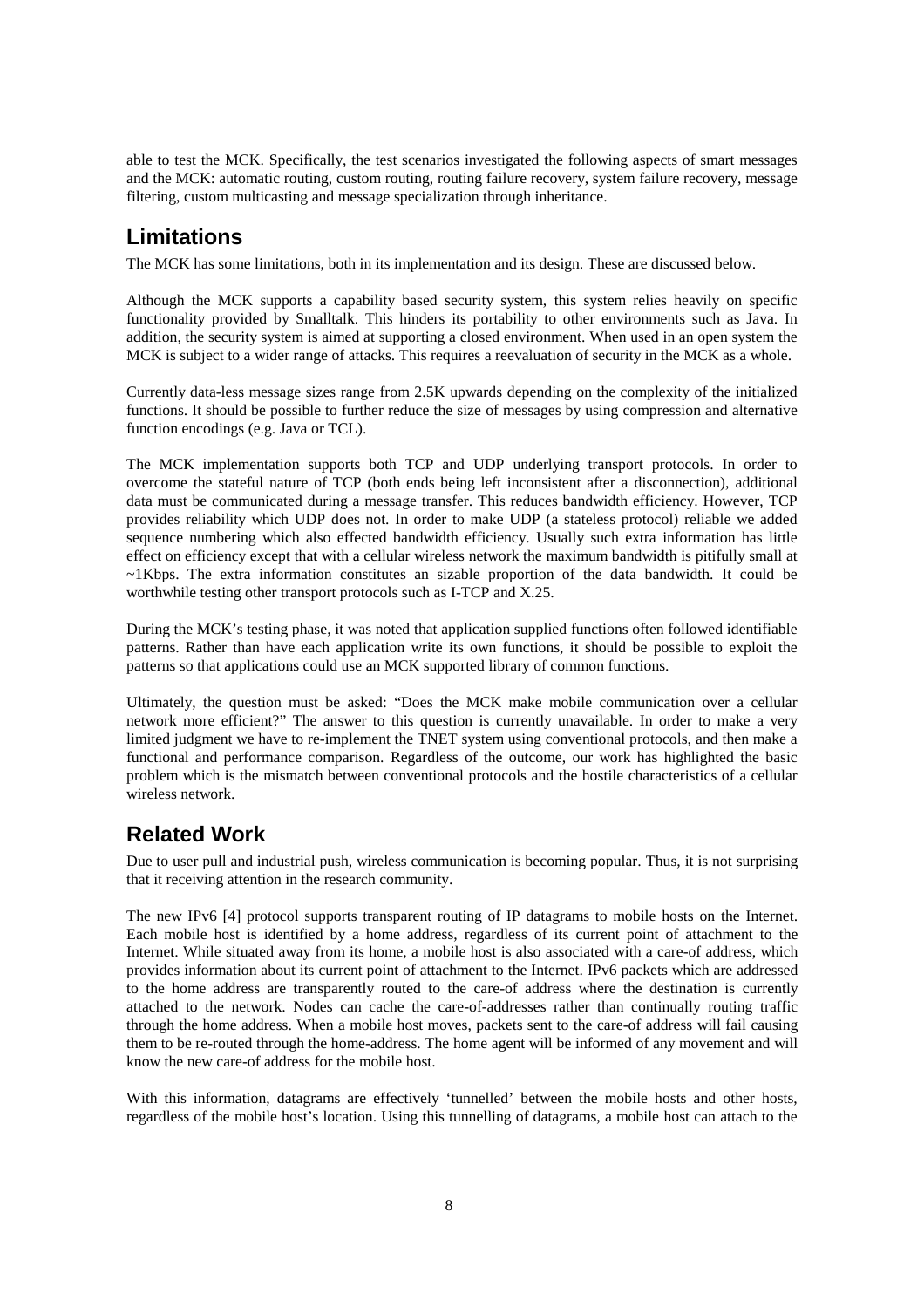able to test the MCK. Specifically, the test scenarios investigated the following aspects of smart messages and the MCK: automatic routing, custom routing, routing failure recovery, system failure recovery, message filtering, custom multicasting and message specialization through inheritance.

## Limitations

The MCK has some limitations, both in its implementation and its design. These are discussed below.

Although the MCK supports a capability based security system, this system relies heavily on specific functionality provided by Smalltalk. This hinders its portability to other environments such as Java. In addition, the security system is aimed at supporting a closed environment. When used in an open system the MCK is subject to a wider range of attacks. This requires a reevaluation of security in the MCK as a whole.

Currently data-less message sizes range from 2.5K upwards depending on the complexity of the initialized functions. It should be possible to further reduce the size of messages by using compression and alternative function encodings (e.g. Java or TCL).

The MCK implementation supports both TCP and UDP underlying transport protocols. In order to overcome the stateful nature of TCP (both ends being left inconsistent after a disconnection), additional data must be communicated during a message transfer. This reduces bandwidth efficiency. However, TCP provides reliability which UDP does not. In order to make UDP (a stateless protocol) reliable we added sequence numbering which also effected bandwidth efficiency. Usually such extra information has little effect on efficiency except that with a cellular wireless network the maximum bandwidth is pitifully small at ~1Kbps. The extra information constitutes an sizable proportion of the data bandwidth. It could be worthwhile testing other transport protocols such as I-TCP and X.25.

During the MCK's testing phase, it was noted that application supplied functions often followed identifiable patterns. Rather than have each application write its own functions, it should be possible to exploit the patterns so that applications could use an MCK supported library of common functions.

Ultimately, the question must be asked: "Does the MCK make mobile communication over a cellular network more efficient?" The answer to this question is currently unavailable. In order to make a very limited judgment we have to re-implement the TNET system using conventional protocols, and then make a functional and performance comparison. Regardless of the outcome, our work has highlighted the basic problem which is the mismatch between conventional protocols and the hostile characteristics of a cellular wireless network.

## Related Work

Due to user pull and industrial push, wireless communication is becoming popular. Thus, it is not surprising that it receiving attention in the research community.

The new IPv6 [4] protocol supports transparent routing of IP datagrams to mobile hosts on the Internet. Each mobile host is identified by a home address, regardless of its current point of attachment to the Internet. While situated away from its home, a mobile host is also associated with a care-of address, which provides information about its current point of attachment to the Internet. IPv6 packets which are addressed to the home address are transparently routed to the care-of address where the destination is currently attached to the network. Nodes can cache the care-of-addresses rather than continually routing traffic through the home address. When a mobile host moves, packets sent to the care-of address will fail causing them to be re-routed through the home-address. The home agent will be informed of any movement and will know the new care-of address for the mobile host.

With this information, datagrams are effectively 'tunnelled' between the mobile hosts and other hosts, regardless of the mobile host's location. Using this tunnelling of datagrams, a mobile host can attach to the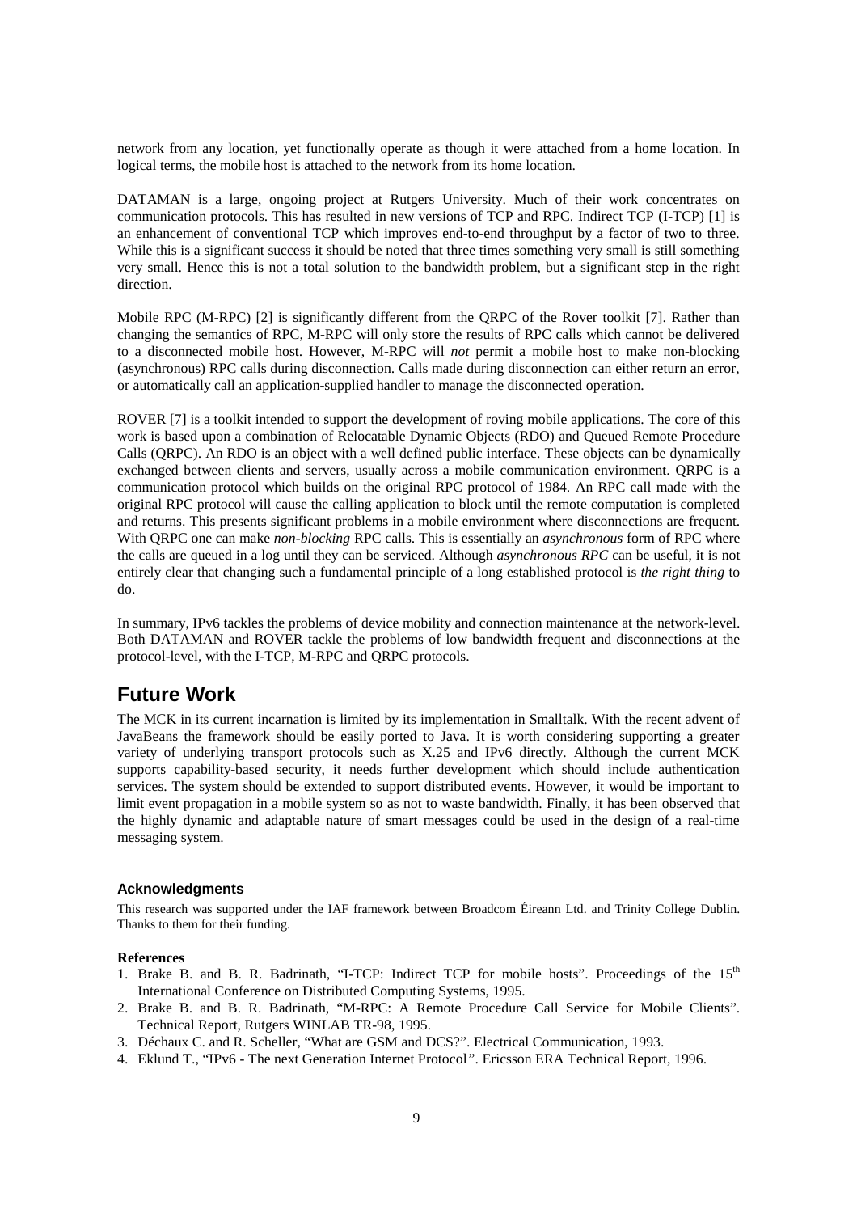network from any location, yet functionally operate as though it were attached from a home location. In logical terms, the mobile host is attached to the network from its home location.

DATAMAN is a large, ongoing project at Rutgers University. Much of their work concentrates on communication protocols. This has resulted in new versions of TCP and RPC. Indirect TCP (I-TCP) [1] is an enhancement of conventional TCP which improves end-to-end throughput by a factor of two to three. While this is a significant success it should be noted that three times something very small is still something very small. Hence this is not a total solution to the bandwidth problem, but a significant step in the right direction.

Mobile RPC (M-RPC) [2] is significantly different from the QRPC of the Rover toolkit [7]. Rather than changing the semantics of RPC, M-RPC will only store the results of RPC calls which cannot be delivered to a disconnected mobile host. However, M-RPC will *not* permit a mobile host to make non-blocking (asynchronous) RPC calls during disconnection. Calls made during disconnection can either return an error, or automatically call an application-supplied handler to manage the disconnected operation.

ROVER [7] is a toolkit intended to support the development of roving mobile applications. The core of this work is based upon a combination of Relocatable Dynamic Objects (RDO) and Queued Remote Procedure Calls (QRPC). An RDO is an object with a well defined public interface. These objects can be dynamically exchanged between clients and servers, usually across a mobile communication environment. QRPC is a communication protocol which builds on the original RPC protocol of 1984. An RPC call made with the original RPC protocol will cause the calling application to block until the remote computation is completed and returns. This presents significant problems in a mobile environment where disconnections are frequent. With QRPC one can make *non-blocking* RPC calls. This is essentially an *asynchronous* form of RPC where the calls are queued in a log until they can be serviced. Although *asynchronous RPC* can be useful, it is not entirely clear that changing such a fundamental principle of a long established protocol is *the right thing* to do.

In summary, IPv6 tackles the problems of device mobility and connection maintenance at the network-level. Both DATAMAN and ROVER tackle the problems of low bandwidth frequent and disconnections at the protocol-level, with the I-TCP, M-RPC and QRPC protocols.

## Future Work

The MCK in its current incarnation is limited by its implementation in Smalltalk. With the recent advent of JavaBeans the framework should be easily ported to Java. It is worth considering supporting a greater variety of underlying transport protocols such as X.25 and IPv6 directly. Although the current MCK supports capability-based security, it needs further development which should include authentication services. The system should be extended to support distributed events. However, it would be important to limit event propagation in a mobile system so as not to waste bandwidth. Finally, it has been observed that the highly dynamic and adaptable nature of smart messages could be used in the design of a real-time messaging system.

### Acknowledgments

This research was supported under the IAF framework between Broadcom Éireann Ltd. and Trinity College Dublin. Thanks to them for their funding.

**References**

1. Brake B. and B. R. Badrinath, "I-TCP: Indirect TCP for mobile hosts". Proceedings of the 15th International Conference on Distributed Computing Systems, 1995.
2. Brake B. and B. R. Badrinath, "M-RPC: A Remote Procedure Call Service for Mobile Clients". Technical Report, Rutgers WINLAB TR-98, 1995.
3. Déchaux C. and R. Scheller, "What are GSM and DCS?". Electrical Communication, 1993.
4. Eklund T., "IPv6 - The next Generation Internet Protocol". Ericsson ERA Technical Report, 1996.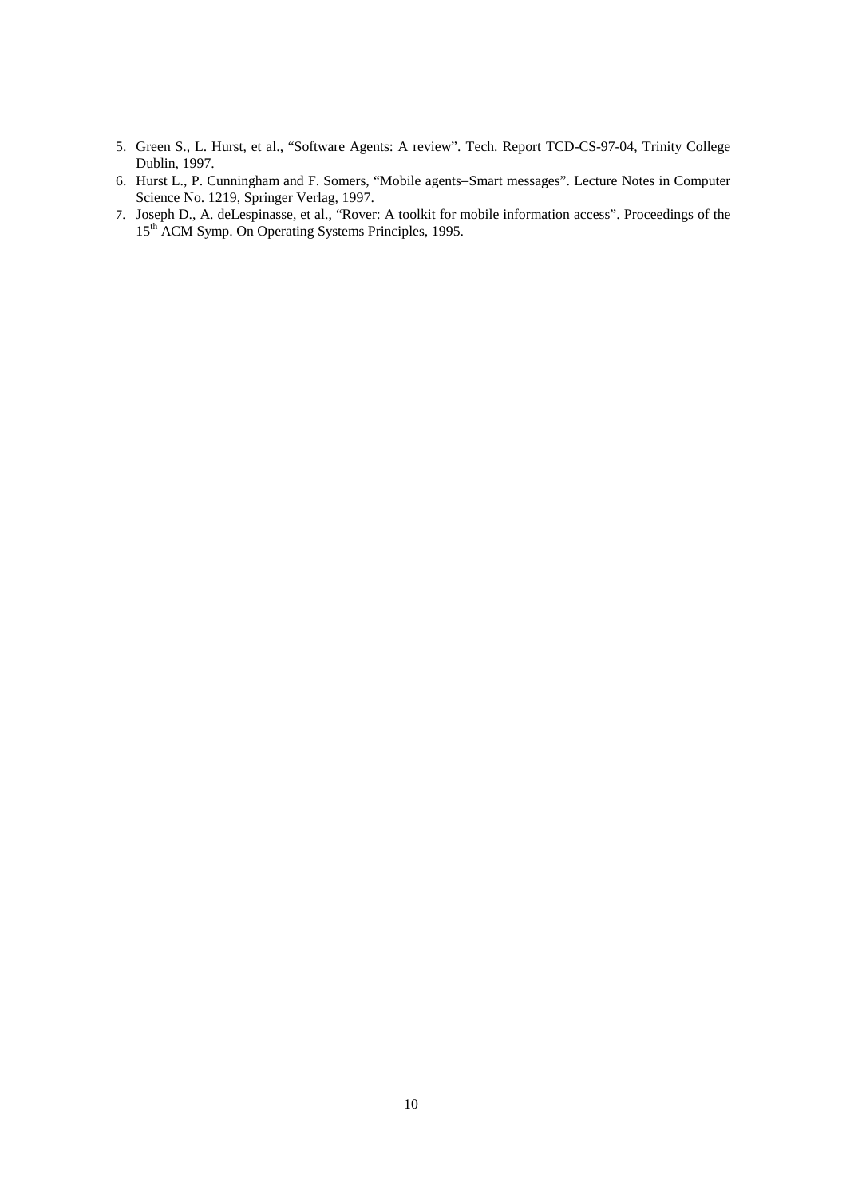5. Green S., L. Hurst, et al., "Software Agents: A review". Tech. Report TCD-CS-97-04, Trinity College Dublin, 1997.
6. Hurst L., P. Cunningham and F. Somers, "Mobile agents–Smart messages". Lecture Notes in Computer Science No. 1219, Springer Verlag, 1997.
7. Joseph D., A. deLespinasse, et al., "Rover: A toolkit for mobile information access". Proceedings of the 15th ACM Symp. On Operating Systems Principles, 1995.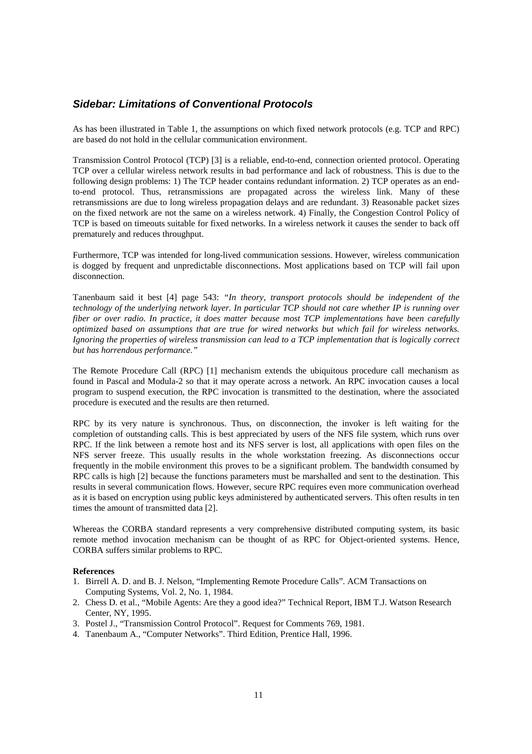## *Sidebar: Limitations of Conventional Protocols*

As has been illustrated in Table 1, the assumptions on which fixed network protocols (e.g. TCP and RPC) are based do not hold in the cellular communication environment.

Transmission Control Protocol (TCP) [3] is a reliable, end-to-end, connection oriented protocol. Operating TCP over a cellular wireless network results in bad performance and lack of robustness. This is due to the following design problems: 1) The TCP header contains redundant information. 2) TCP operates as an end-to-end protocol. Thus, retransmissions are propagated across the wireless link. Many of these retransmissions are due to long wireless propagation delays and are redundant. 3) Reasonable packet sizes on the fixed network are not the same on a wireless network. 4) Finally, the Congestion Control Policy of TCP is based on timeouts suitable for fixed networks. In a wireless network it causes the sender to back off prematurely and reduces throughput.

Furthermore, TCP was intended for long-lived communication sessions. However, wireless communication is dogged by frequent and unpredictable disconnections. Most applications based on TCP will fail upon disconnection.

Tanenbaum said it best [4] page 543: *"In theory, transport protocols should be independent of the technology of the underlying network layer. In particular TCP should not care whether IP is running over fiber or over radio. In practice, it does matter because most TCP implementations have been carefully optimized based on assumptions that are true for wired networks but which fail for wireless networks. Ignoring the properties of wireless transmission can lead to a TCP implementation that is logically correct but has horrendous performance."*

The Remote Procedure Call (RPC) [1] mechanism extends the ubiquitous procedure call mechanism as found in Pascal and Modula-2 so that it may operate across a network. An RPC invocation causes a local program to suspend execution, the RPC invocation is transmitted to the destination, where the associated procedure is executed and the results are then returned.

RPC by its very nature is synchronous. Thus, on disconnection, the invoker is left waiting for the completion of outstanding calls. This is best appreciated by users of the NFS file system, which runs over RPC. If the link between a remote host and its NFS server is lost, all applications with open files on the NFS server freeze. This usually results in the whole workstation freezing. As disconnections occur frequently in the mobile environment this proves to be a significant problem. The bandwidth consumed by RPC calls is high [2] because the functions parameters must be marshalled and sent to the destination. This results in several communication flows. However, secure RPC requires even more communication overhead as it is based on encryption using public keys administered by authenticated servers. This often results in ten times the amount of transmitted data [2].

Whereas the CORBA standard represents a very comprehensive distributed computing system, its basic remote method invocation mechanism can be thought of as RPC for Object-oriented systems. Hence, CORBA suffers similar problems to RPC.

**References**

1. Birrell A. D. and B. J. Nelson, "Implementing Remote Procedure Calls". ACM Transactions on Computing Systems, Vol. 2, No. 1, 1984.
2. Chess D. et al., "Mobile Agents: Are they a good idea?" Technical Report, IBM T.J. Watson Research Center, NY, 1995.
3. Postel J., "Transmission Control Protocol". Request for Comments 769, 1981.
4. Tanenbaum A., "Computer Networks". Third Edition, Prentice Hall, 1996.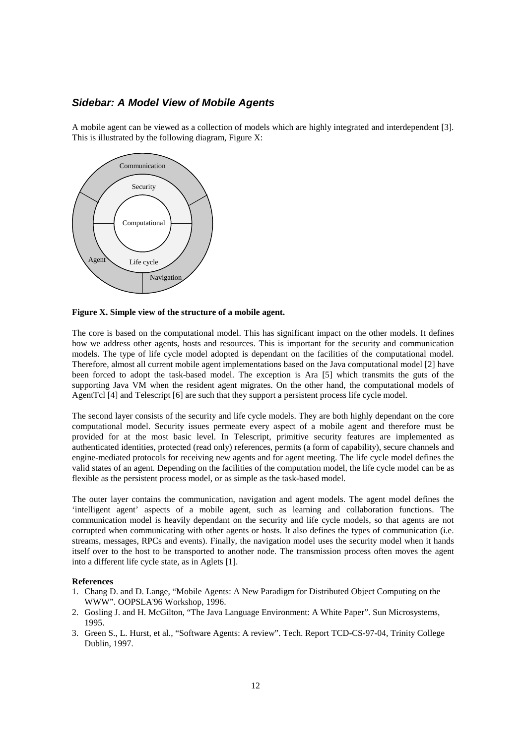## *Sidebar: A Model View of Mobile Agents*

A mobile agent can be viewed as a collection of models which are highly integrated and interdependent [3]. This is illustrated by the following diagram, Figure X:

Communication
Security
Computational
Agent
Life cycle
Navigation

**Figure X. Simple view of the structure of a mobile agent.**

The core is based on the computational model. This has significant impact on the other models. It defines how we address other agents, hosts and resources. This is important for the security and communication models. The type of life cycle model adopted is dependant on the facilities of the computational model. Therefore, almost all current mobile agent implementations based on the Java computational model [2] have been forced to adopt the task-based model. The exception is Ara [5] which transmits the guts of the supporting Java VM when the resident agent migrates. On the other hand, the computational models of AgentTcl [4] and Telescript [6] are such that they support a persistent process life cycle model.

The second layer consists of the security and life cycle models. They are both highly dependant on the core computational model. Security issues permeate every aspect of a mobile agent and therefore must be provided for at the most basic level. In Telescript, primitive security features are implemented as authenticated identities, protected (read only) references, permits (a form of capability), secure channels and engine-mediated protocols for receiving new agents and for agent meeting. The life cycle model defines the valid states of an agent. Depending on the facilities of the computation model, the life cycle model can be as flexible as the persistent process model, or as simple as the task-based model.

The outer layer contains the communication, navigation and agent models. The agent model defines the 'intelligent agent' aspects of a mobile agent, such as learning and collaboration functions. The communication model is heavily dependant on the security and life cycle models, so that agents are not corrupted when communicating with other agents or hosts. It also defines the types of communication (i.e. streams, messages, RPCs and events). Finally, the navigation model uses the security model when it hands itself over to the host to be transported to another node. The transmission process often moves the agent into a different life cycle state, as in Aglets [1].

**References**

1. Chang D. and D. Lange, "Mobile Agents: A New Paradigm for Distributed Object Computing on the WWW". OOPSLA'96 Workshop, 1996.
2. Gosling J. and H. McGilton, "The Java Language Environment: A White Paper". Sun Microsystems, 1995.
3. Green S., L. Hurst, et al., "Software Agents: A review". Tech. Report TCD-CS-97-04, Trinity College Dublin, 1997.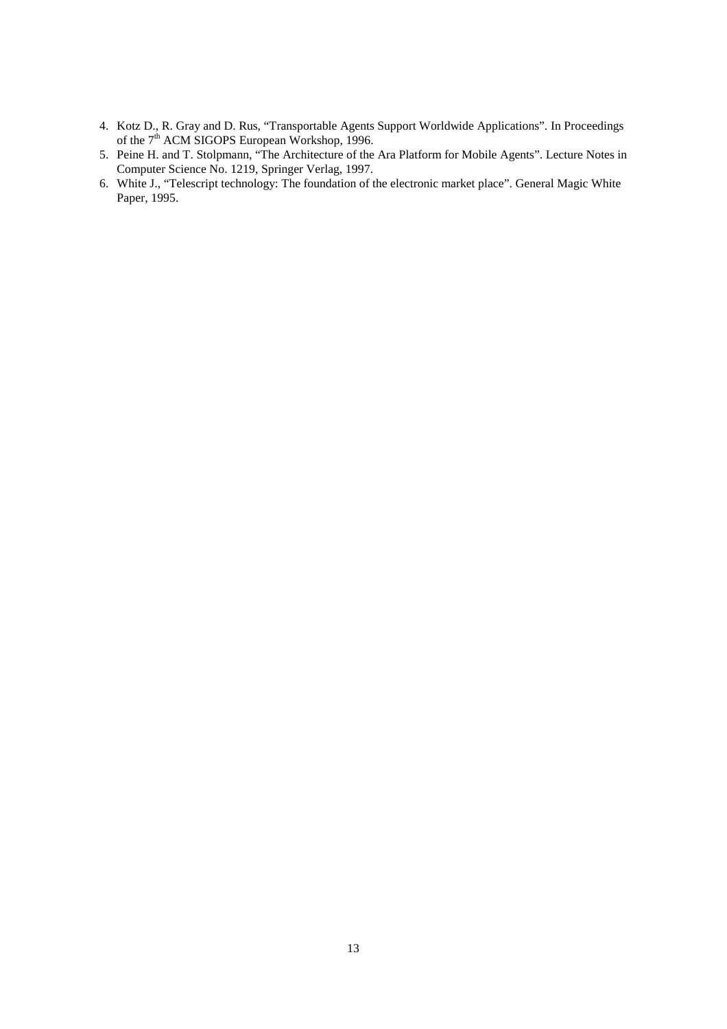4. Kotz D., R. Gray and D. Rus, "Transportable Agents Support Worldwide Applications". In Proceedings of the 7th ACM SIGOPS European Workshop, 1996.
5. Peine H. and T. Stolpmann, "The Architecture of the Ara Platform for Mobile Agents". Lecture Notes in Computer Science No. 1219, Springer Verlag, 1997.
6. White J., "Telescript technology: The foundation of the electronic market place". General Magic White Paper, 1995.